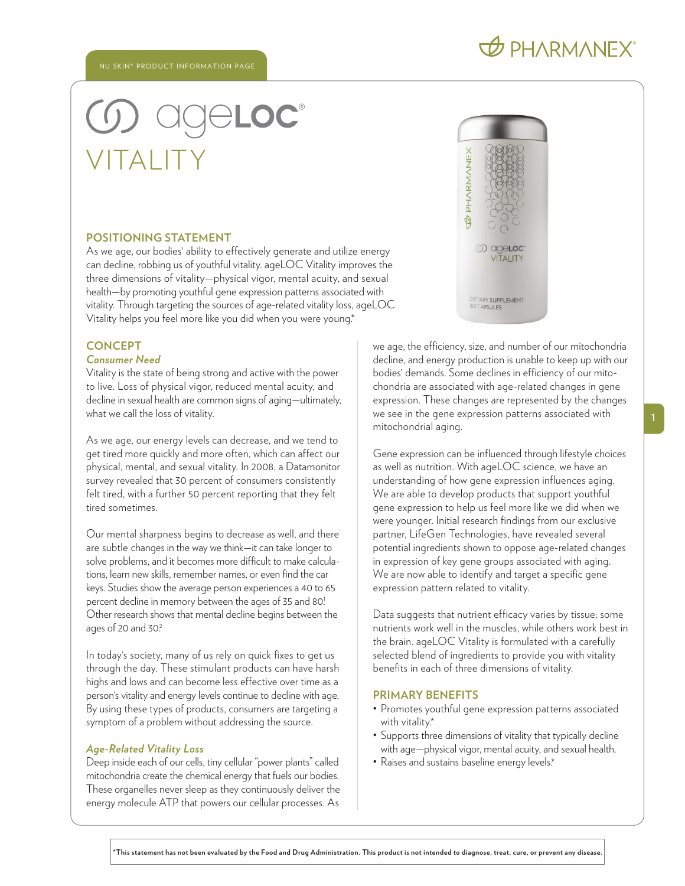NU SKIN® PRODUCT INFORMATION PAGE

PHARMANEX®

# ageLOC® VITALITY

## POSITIONING STATEMENT

As we age, our bodies' ability to effectively generate and utilize energy can decline, robbing us of youthful vitality. ageLOC Vitality improves the three dimensions of vitality—physical vigor, mental acuity, and sexual health—by promoting youthful gene expression patterns associated with vitality. Through targeting the sources of age-related vitality loss, ageLOC Vitality helps you feel more like you did when you were young.*

## CONCEPT

### *Consumer Need*

Vitality is the state of being strong and active with the power to live. Loss of physical vigor, reduced mental acuity, and decline in sexual health are common signs of aging—ultimately, what we call the loss of vitality.

As we age, our energy levels can decrease, and we tend to get tired more quickly and more often, which can affect our physical, mental, and sexual health. In 2008, a Datamonitor survey revealed that 30 percent of consumers consistently felt tired, with a further 50 percent reporting that they felt tired sometimes.

Our mental sharpness begins to decrease as well, and there are subtle changes in the way we think—it can take longer to solve problems, and it becomes more difficult to make calculations, learn new skills, remember names, or even find the car keys. Studies show the average person experiences a 40 to 65 percent decline in memory between the ages of 35 and 80.[1] Other research shows that mental decline begins between the ages of 20 and 30.[2]

In today's society, many of us rely on quick fixes to get us through the day. These stimulant products can have harsh highs and lows and can become less effective over time as a person's vitality and energy levels continue to decline with age. By using these types of products, consumers are targeting a symptom of a problem without addressing the source.

### *Age-Related Vitality Loss*

Deep inside each of our cells, tiny cellular "power plants" called mitochondria create the chemical energy that fuels our bodies. These organelles never sleep as they continuously deliver the energy molecule ATP that powers our cellular processes. As we age, the efficiency, size, and number of our mitochondria decline, and energy production is unable to keep up with our bodies' demands. Some declines in efficiency of our mitochondria are associated with age-related changes in gene expression. These changes are represented by the changes we see in the gene expression patterns associated with mitochondrial aging.

Gene expression can be influenced through lifestyle choices as well as nutrition. With ageLOC science, we have an understanding of how gene expression influences aging. We are able to develop products that support youthful gene expression to help us feel more like we did when we were younger. Initial research findings from our exclusive partner, LifeGen Technologies, have revealed several potential ingredients shown to oppose age-related changes in expression of key gene groups associated with aging. We are now able to identify and target a specific gene expression pattern related to vitality.

Data suggests that nutrient efficacy varies by tissue; some nutrients work well in the muscles, while others work best in the brain. ageLOC Vitality is formulated with a carefully selected blend of ingredients to provide you with vitality benefits in each of three dimensions of vitality.

## PRIMARY BENEFITS

- Promotes youthful gene expression patterns associated with vitality.*
- Supports three dimensions of vitality that typically decline with age—physical vigor, mental acuity, and sexual health.
- Raises and sustains baseline energy levels.*

**\*This statement has not been evaluated by the Food and Drug Administration. This product is not intended to diagnose, treat, cure, or prevent any disease.**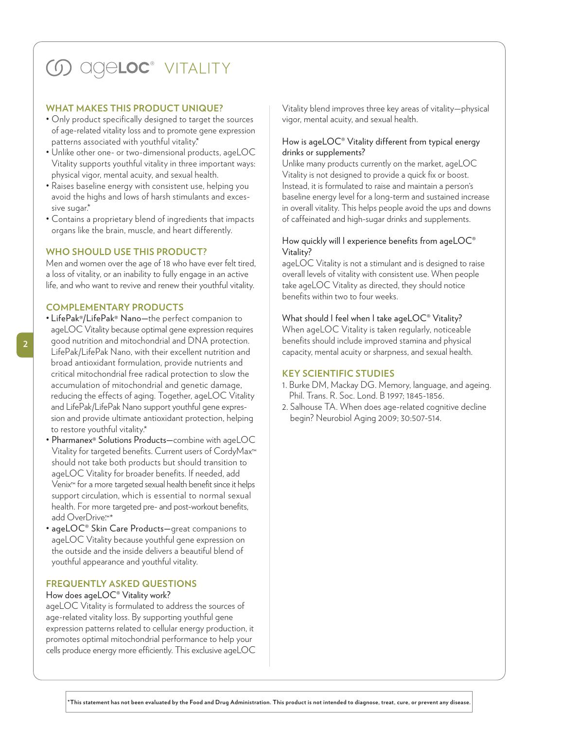# ageLOC® VITALITY

## WHAT MAKES THIS PRODUCT UNIQUE?

- Only product specifically designed to target the sources of age-related vitality loss and to promote gene expression patterns associated with youthful vitality.*
- Unlike other one- or two-dimensional products, ageLOC Vitality supports youthful vitality in three important ways: physical vigor, mental acuity, and sexual health.
- Raises baseline energy with consistent use, helping you avoid the highs and lows of harsh stimulants and excessive sugar.*
- Contains a proprietary blend of ingredients that impacts organs like the brain, muscle, and heart differently.

## WHO SHOULD USE THIS PRODUCT?

Men and women over the age of 18 who have ever felt tired, a loss of vitality, or an inability to fully engage in an active life, and who want to revive and renew their youthful vitality.

## COMPLEMENTARY PRODUCTS

- LifePak®/LifePak® Nano—the perfect companion to ageLOC Vitality because optimal gene expression requires good nutrition and mitochondrial and DNA protection. LifePak/LifePak Nano, with their excellent nutrition and broad antioxidant formulation, provide nutrients and critical mitochondrial free radical protection to slow the accumulation of mitochondrial and genetic damage, reducing the effects of aging. Together, ageLOC Vitality and LifePak/LifePak Nano support youthful gene expression and provide ultimate antioxidant protection, helping to restore youthful vitality.*
- Pharmanex® Solutions Products—combine with ageLOC Vitality for targeted benefits. Current users of CordyMax™ should not take both products but should transition to ageLOC Vitality for broader benefits. If needed, add Venix™ for a more targeted sexual health benefit since it helps support circulation, which is essential to normal sexual health. For more targeted pre- and post-workout benefits, add OverDrive.™*
- ageLOC® Skin Care Products—great companions to ageLOC Vitality because youthful gene expression on the outside and the inside delivers a beautiful blend of youthful appearance and youthful vitality.

## FREQUENTLY ASKED QUESTIONS

### How does ageLOC® Vitality work?

ageLOC Vitality is formulated to address the sources of age-related vitality loss. By supporting youthful gene expression patterns related to cellular energy production, it promotes optimal mitochondrial performance to help your cells produce energy more efficiently. This exclusive ageLOC Vitality blend improves three key areas of vitality—physical vigor, mental acuity, and sexual health.

### How is ageLOC® Vitality different from typical energy drinks or supplements?

Unlike many products currently on the market, ageLOC Vitality is not designed to provide a quick fix or boost. Instead, it is formulated to raise and maintain a person's baseline energy level for a long-term and sustained increase in overall vitality. This helps people avoid the ups and downs of caffeinated and high-sugar drinks and supplements.

### How quickly will I experience benefits from ageLOC® Vitality?

ageLOC Vitality is not a stimulant and is designed to raise overall levels of vitality with consistent use. When people take ageLOC Vitality as directed, they should notice benefits within two to four weeks.

### What should I feel when I take ageLOC® Vitality?

When ageLOC Vitality is taken regularly, noticeable benefits should include improved stamina and physical capacity, mental acuity or sharpness, and sexual health.

## KEY SCIENTIFIC STUDIES

1. Burke DM, Mackay DG. Memory, language, and ageing. Phil. Trans. R. Soc. Lond. B 1997; 1845-1856.
2. Salhouse TA. When does age-related cognitive decline begin? Neurobiol Aging 2009; 30:507-514.

**\*This statement has not been evaluated by the Food and Drug Administration. This product is not intended to diagnose, treat, cure, or prevent any disease.**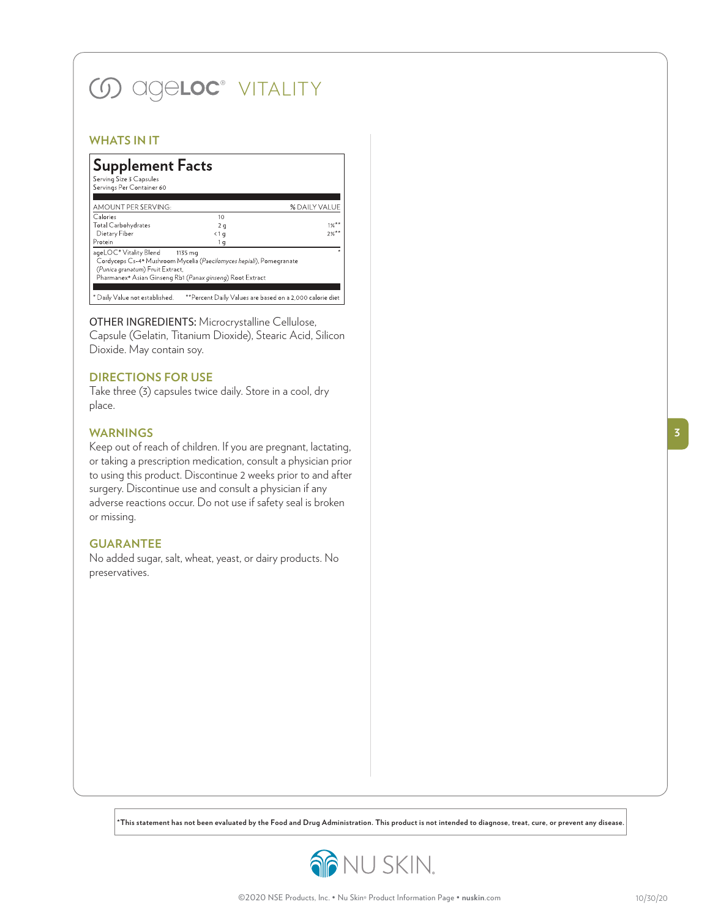# ageLOC® VITALITY

## WHATS IN IT

**Supplement Facts**
Serving Size 3 Capsules
Servings Per Container 60

| AMOUNT PER SERVING: | | % DAILY VALUE |
|---|---|---|
| Calories | 10 | |
| Total Carbohydrates | 2 g | 1%** |
| Dietary Fiber | <1 g | 2%** |
| Protein | 1 g | |
| ageLOC® Vitality Blend<br>Cordyceps Cs-4® Mushroom Mycelia (*Paecilomyces hepiali*), Pomegranate (*Punica granatum*) Fruit Extract, Pharmanex® Asian Ginseng Rb1 (*Panax ginseng*) Root Extract | 1135 mg | * |

* Daily Value not established. **Percent Daily Values are based on a 2,000 calorie diet

**OTHER INGREDIENTS:** Microcrystalline Cellulose, Capsule (Gelatin, Titanium Dioxide), Stearic Acid, Silicon Dioxide. May contain soy.

## DIRECTIONS FOR USE

Take three (3) capsules twice daily. Store in a cool, dry place.

## WARNINGS

Keep out of reach of children. If you are pregnant, lactating, or taking a prescription medication, consult a physician prior to using this product. Discontinue 2 weeks prior to and after surgery. Discontinue use and consult a physician if any adverse reactions occur. Do not use if safety seal is broken or missing.

## GUARANTEE

No added sugar, salt, wheat, yeast, or dairy products. No preservatives.

**\*This statement has not been evaluated by the Food and Drug Administration. This product is not intended to diagnose, treat, cure, or prevent any disease.**

NU SKIN.

©2020 NSE Products, Inc. • Nu Skin® Product Information Page • **nuskin**.com

10/30/20